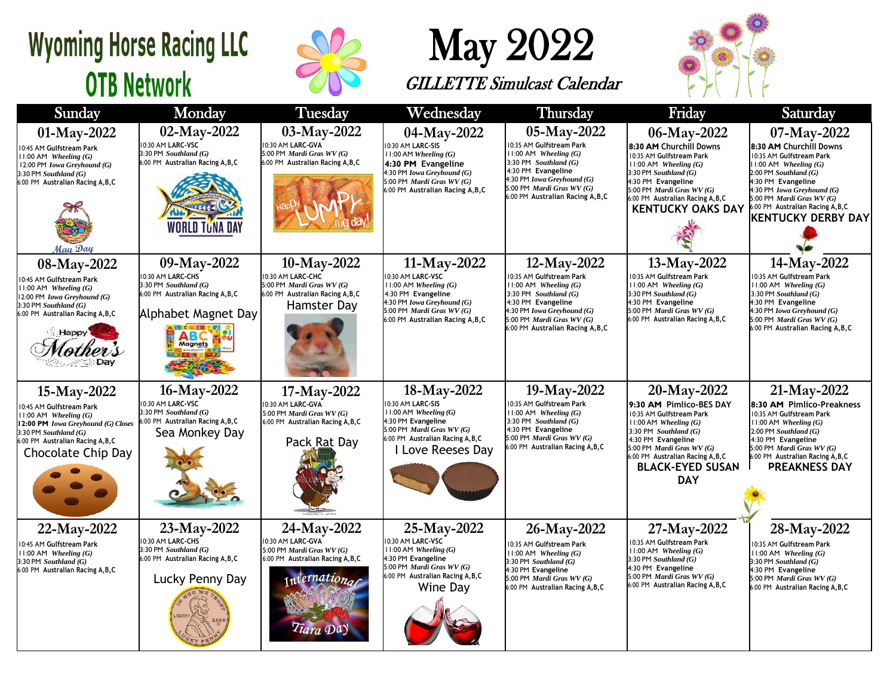# Wyoming Horse Racing LLC
# OTB Network

# May 2022

## GILLETTE Simulcast Calendar

| Sunday | Monday | Tuesday | Wednesday | Thursday | Friday | Saturday |
|---|---|---|---|---|---|---|
| **01-May-2022**<br>10:45 AM Gulfstream Park<br>11:00 AM *Wheeling (G)*<br>12:00 PM *Iowa Greyhound (G)*<br>3:30 PM *Southland (G)*<br>6:00 PM Australian Racing A,B,C<br>May Day | **02-May-2022**<br>10:30 AM LARC-VSC<br>3:30 PM *Southland (G)*<br>6:00 PM Australian Racing A,B,C<br>WORLD TUNA DAY | **03-May-2022**<br>10:30 AM LARC-GVA<br>5:00 PM *Mardi Gras WV (G)*<br>6:00 PM Australian Racing A,B,C<br>Happy LUMPY rug day! | **04-May-2022**<br>10:30 AM LARC-SIS<br>11:00 AM *Wheeling (G)*<br>**4:30 PM Evangeline**<br>4:30 PM *Iowa Greyhound (G)*<br>5:00 PM *Mardi Gras WV (G)*<br>6:00 PM Australian Racing A,B,C | **05-May-2022**<br>10:35 AM Gulfstream Park<br>11:00 AM *Wheeling (G)*<br>3:30 PM *Southland (G)*<br>4:30 PM Evangeline<br>4:30 PM *Iowa Greyhound (G)*<br>5:00 PM *Mardi Gras WV (G)*<br>6:00 PM Australian Racing A,B,C | **06-May-2022**<br>**8:30 AM** Churchill Downs<br>10:35 AM Gulfstream Park<br>11:00 AM *Wheeling (G)*<br>3:30 PM *Southland (G)*<br>4:30 PM Evangeline<br>5:00 PM *Mardi Gras WV (G)*<br>6:00 PM Australian Racing A,B,C<br>**KENTUCKY OAKS DAY** | **07-May-2022**<br>**8:30 AM** Churchill Downs<br>10:35 AM Gulfstream Park<br>11:00 AM *Wheeling (G)*<br>2:00 PM *Southland (G)*<br>4:30 PM Evangeline<br>4:30 PM *Iowa Greyhound (G)*<br>5:00 PM *Mardi Gras WV (G)*<br>6:00 PM Australian Racing A,B,C<br>**KENTUCKY DERBY DAY** |
| **08-May-2022**<br>10:45 AM Gulfstream Park<br>11:00 AM *Wheeling (G)*<br>12:00 PM *Iowa Greyhound (G)*<br>3:30 PM *Southland (G)*<br>6:00 PM Australian Racing A,B,C<br>Happy Mother's Day | **09-May-2022**<br>10:30 AM LARC-CHS<br>3:30 PM *Southland (G)*<br>6:00 PM Australian Racing A,B,C<br>Alphabet Magnet Day | **10-May-2022**<br>10:30 AM LARC-CHC<br>5:00 PM *Mardi Gras WV (G)*<br>6:00 PM Australian Racing A,B,C<br>Hamster Day | **11-May-2022**<br>10:30 AM LARC-VSC<br>11:00 AM *Wheeling (G)*<br>4:30 PM Evangeline<br>4:30 PM *Iowa Greyhound (G)*<br>5:00 PM *Mardi Gras WV (G)*<br>6:00 PM Australian Racing A,B,C | **12-May-2022**<br>10:35 AM Gulfstream Park<br>11:00 AM *Wheeling (G)*<br>3:30 PM *Southland (G)*<br>4:30 PM Evangeline<br>4:30 PM *Iowa Greyhound (G)*<br>5:00 PM *Mardi Gras WV (G)*<br>6:00 PM Australian Racing A,B,C | **13-May-2022**<br>10:35 AM Gulfstream Park<br>11:00 AM *Wheeling (G)*<br>3:30 PM *Southland (G)*<br>4:30 PM Evangeline<br>5:00 PM *Mardi Gras WV (G)*<br>6:00 PM Australian Racing A,B,C | **14-May-2022**<br>10:35 AM Gulfstream Park<br>11:00 AM *Wheeling (G)*<br>3:30 PM *Southland (G)*<br>4:30 PM Evangeline<br>4:30 PM *Iowa Greyhound (G)*<br>5:00 PM *Mardi Gras WV (G)*<br>6:00 PM Australian Racing A,B,C |
| **15-May-2022**<br>10:45 AM Gulfstream Park<br>11:00 AM *Wheeling (G)*<br>**12:00 PM** *Iowa Greyhound (G) Closes*<br>3:30 PM *Southland (G)*<br>6:00 PM Australian Racing A,B,C<br>Chocolate Chip Day | **16-May-2022**<br>10:30 AM LARC-VSC<br>3:30 PM *Southland (G)*<br>6:00 PM Australian Racing A,B,C<br>Sea Monkey Day | **17-May-2022**<br>10:30 AM LARC-GVA<br>5:00 PM *Mardi Gras WV (G)*<br>6:00 PM Australian Racing A,B,C<br>Pack Rat Day | **18-May-2022**<br>10:30 AM LARC-SIS<br>11:00 AM *Wheeling (G)*<br>4:30 PM Evangeline<br>5:00 PM *Mardi Gras WV (G)*<br>6:00 PM Australian Racing A,B,C<br>I Love Reeses Day | **19-May-2022**<br>10:35 AM Gulfstream Park<br>11:00 AM *Wheeling (G)*<br>3:30 PM *Southland (G)*<br>4:30 PM Evangeline<br>5:00 PM *Mardi Gras WV (G)*<br>6:00 PM Australian Racing A,B,C | **20-May-2022**<br>**9:30 AM Pimlico-BES DAY**<br>10:35 AM Gulfstream Park<br>11:00 AM *Wheeling (G)*<br>3:30 PM *Southland (G)*<br>4:30 PM Evangeline<br>5:00 PM *Mardi Gras WV (G)*<br>6:00 PM Australian Racing A,B,C<br>**BLACK-EYED SUSAN DAY** | **21-May-2022**<br>**8:30 AM Pimlico-Preakness**<br>10:35 AM Gulfstream Park<br>11:00 AM *Wheeling (G)*<br>2:00 PM *Southland (G)*<br>4:30 PM Evangeline<br>5:00 PM *Mardi Gras WV (G)*<br>6:00 PM Australian Racing A,B,C<br>**PREAKNESS DAY** |
| **22-May-2022**<br>10:45 AM Gulfstream Park<br>11:00 AM *Wheeling (G)*<br>3:30 PM *Southland (G)*<br>6:00 PM Australian Racing A,B,C | **23-May-2022**<br>10:30 AM LARC-CHS<br>3:30 PM *Southland (G)*<br>6:00 PM Australian Racing A,B,C<br>Lucky Penny Day | **24-May-2022**<br>10:30 AM LARC-GVA<br>5:00 PM *Mardi Gras WV (G)*<br>6:00 PM Australian Racing A,B,C<br>International Tiara Day | **25-May-2022**<br>10:30 AM LARC-VSC<br>11:00 AM *Wheeling (G)*<br>4:30 PM Evangeline<br>5:00 PM *Mardi Gras WV (G)*<br>6:00 PM Australian Racing A,B,C<br>Wine Day | **26-May-2022**<br>10:35 AM Gulfstream Park<br>11:00 AM *Wheeling (G)*<br>3:30 PM *Southland (G)*<br>4:30 PM Evangeline<br>5:00 PM *Mardi Gras WV (G)*<br>6:00 PM Australian Racing A,B,C | **27-May-2022**<br>10:35 AM Gulfstream Park<br>11:00 AM *Wheeling (G)*<br>3:30 PM *Southland (G)*<br>4:30 PM Evangeline<br>5:00 PM *Mardi Gras WV (G)*<br>6:00 PM Australian Racing A,B,C | **28-May-2022**<br>10:35 AM Gulfstream Park<br>11:00 AM *Wheeling (G)*<br>3:30 PM *Southland (G)*<br>4:30 PM Evangeline<br>5:00 PM *Mardi Gras WV (G)*<br>6:00 PM Australian Racing A,B,C |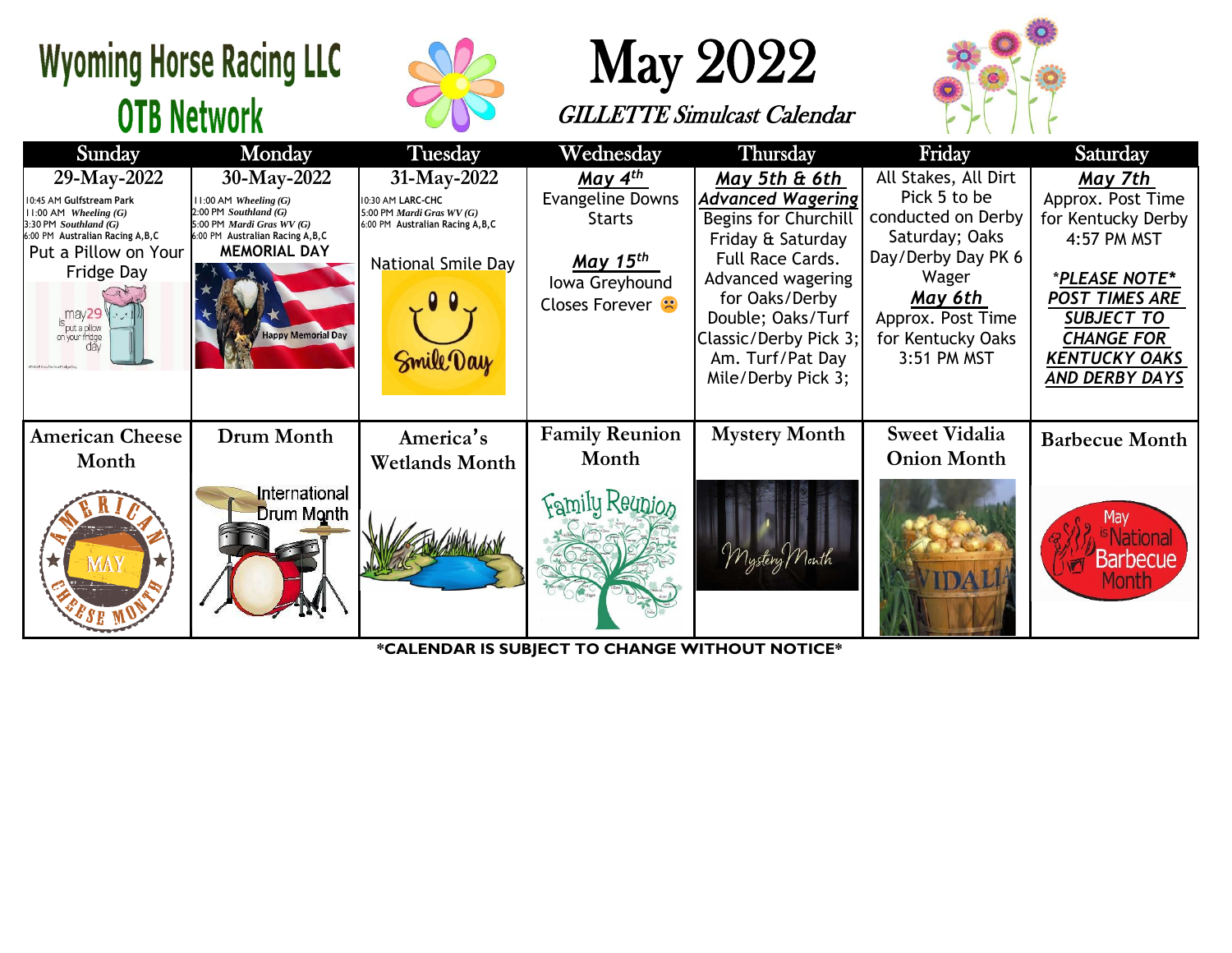# Wyoming Horse Racing LLC
# OTB Network

# May 2022
*GILLETTE Simulcast Calendar*

| Sunday | Monday | Tuesday | Wednesday | Thursday | Friday | Saturday |
|---|---|---|---|---|---|---|
| **29-May-2022**<br>10:45 AM Gulfstream Park<br>11:00 AM *Wheeling (G)*<br>3:30 PM *Southland (G)*<br>6:00 PM Australian Racing A,B,C<br>Put a Pillow on Your Fridge Day | **30-May-2022**<br>11:00 AM *Wheeling (G)*<br>2:00 PM *Southland (G)*<br>5:00 PM *Mardi Gras WV (G)*<br>6:00 PM Australian Racing A,B,C<br>**MEMORIAL DAY** | **31-May-2022**<br>10:30 AM LARC-CHC<br>5:00 PM *Mardi Gras WV (G)*<br>6:00 PM Australian Racing A,B,C<br>National Smile Day | ***May 4th***<br>Evangeline Downs Starts<br>***May 15th***<br>Iowa Greyhound Closes Forever ☹ | ***May 5th & 6th***<br>***Advanced Wagering***<br>Begins for Churchill Friday & Saturday Full Race Cards. Advanced wagering for Oaks/Derby Double; Oaks/Turf Classic/Derby Pick 3; Am. Turf/Pat Day Mile/Derby Pick 3; | All Stakes, All Dirt Pick 5 to be conducted on Derby Saturday; Oaks Day/Derby Day PK 6 Wager<br>***May 6th***<br>Approx. Post Time for Kentucky Oaks 3:51 PM MST | ***May 7th***<br>Approx. Post Time for Kentucky Derby 4:57 PM MST<br>****PLEASE NOTE* POST TIMES ARE SUBJECT TO CHANGE FOR KENTUCKY OAKS AND DERBY DAYS*** |
| **American Cheese Month** | **Drum Month** | **America's Wetlands Month** | **Family Reunion Month** | **Mystery Month** | **Sweet Vidalia Onion Month** | **Barbecue Month** |

**\*CALENDAR IS SUBJECT TO CHANGE WITHOUT NOTICE\***